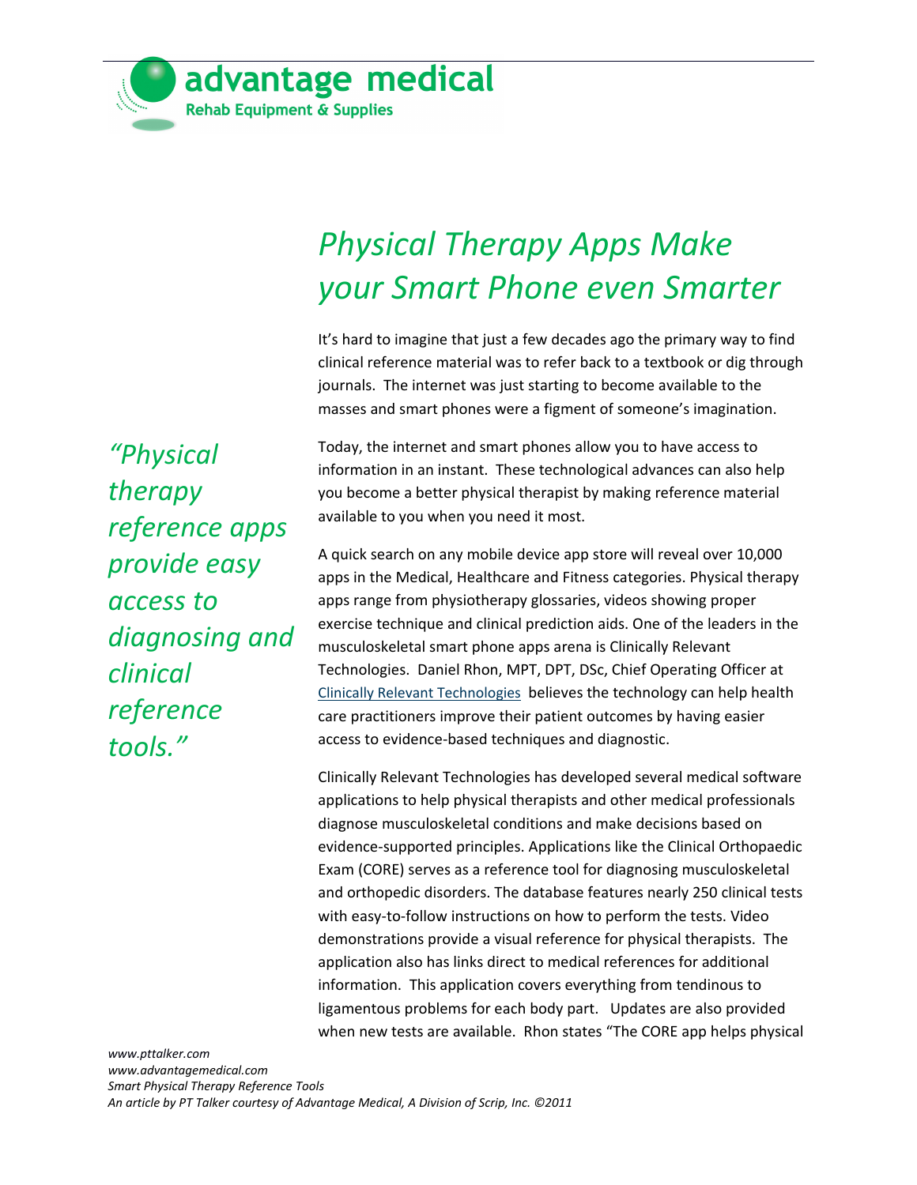advantage medical
Rehab Equipment & Supplies

# *Physical Therapy Apps Make your Smart Phone even Smarter*

It's hard to imagine that just a few decades ago the primary way to find clinical reference material was to refer back to a textbook or dig through journals. The internet was just starting to become available to the masses and smart phones were a figment of someone's imagination.

*"Physical therapy reference apps provide easy access to diagnosing and clinical reference tools."*

Today, the internet and smart phones allow you to have access to information in an instant. These technological advances can also help you become a better physical therapist by making reference material available to you when you need it most.

A quick search on any mobile device app store will reveal over 10,000 apps in the Medical, Healthcare and Fitness categories. Physical therapy apps range from physiotherapy glossaries, videos showing proper exercise technique and clinical prediction aids. One of the leaders in the musculoskeletal smart phone apps arena is Clinically Relevant Technologies. Daniel Rhon, MPT, DPT, DSc, Chief Operating Officer at Clinically Relevant Technologies believes the technology can help health care practitioners improve their patient outcomes by having easier access to evidence-based techniques and diagnostic.

Clinically Relevant Technologies has developed several medical software applications to help physical therapists and other medical professionals diagnose musculoskeletal conditions and make decisions based on evidence-supported principles. Applications like the Clinical Orthopaedic Exam (CORE) serves as a reference tool for diagnosing musculoskeletal and orthopedic disorders. The database features nearly 250 clinical tests with easy-to-follow instructions on how to perform the tests. Video demonstrations provide a visual reference for physical therapists. The application also has links direct to medical references for additional information. This application covers everything from tendinous to ligamentous problems for each body part. Updates are also provided when new tests are available. Rhon states "The CORE app helps physical

*www.pttalker.com*
*www.advantagemedical.com*
*Smart Physical Therapy Reference Tools*
*An article by PT Talker courtesy of Advantage Medical, A Division of Scrip, Inc. ©2011*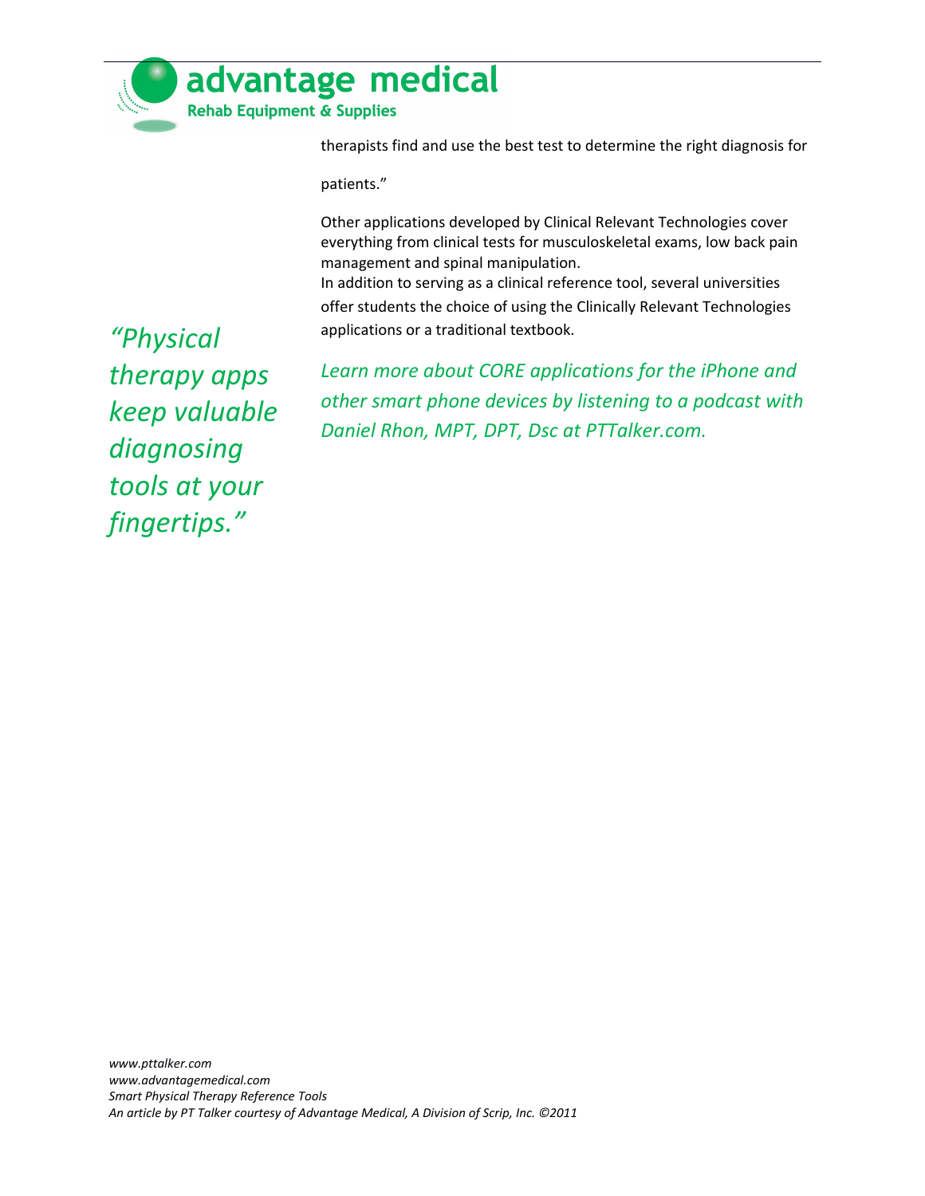therapists find and use the best test to determine the right diagnosis for patients."

Other applications developed by Clinical Relevant Technologies cover everything from clinical tests for musculoskeletal exams, low back pain management and spinal manipulation.
In addition to serving as a clinical reference tool, several universities offer students the choice of using the Clinically Relevant Technologies applications or a traditional textbook.

*"Physical therapy apps keep valuable diagnosing tools at your fingertips."*

*Learn more about CORE applications for the iPhone and other smart phone devices by listening to a podcast with Daniel Rhon, MPT, DPT, Dsc at PTTalker.com.*

*www.pttalker.com*
*www.advantagemedical.com*
*Smart Physical Therapy Reference Tools*
*An article by PT Talker courtesy of Advantage Medical, A Division of Scrip, Inc. ©2011*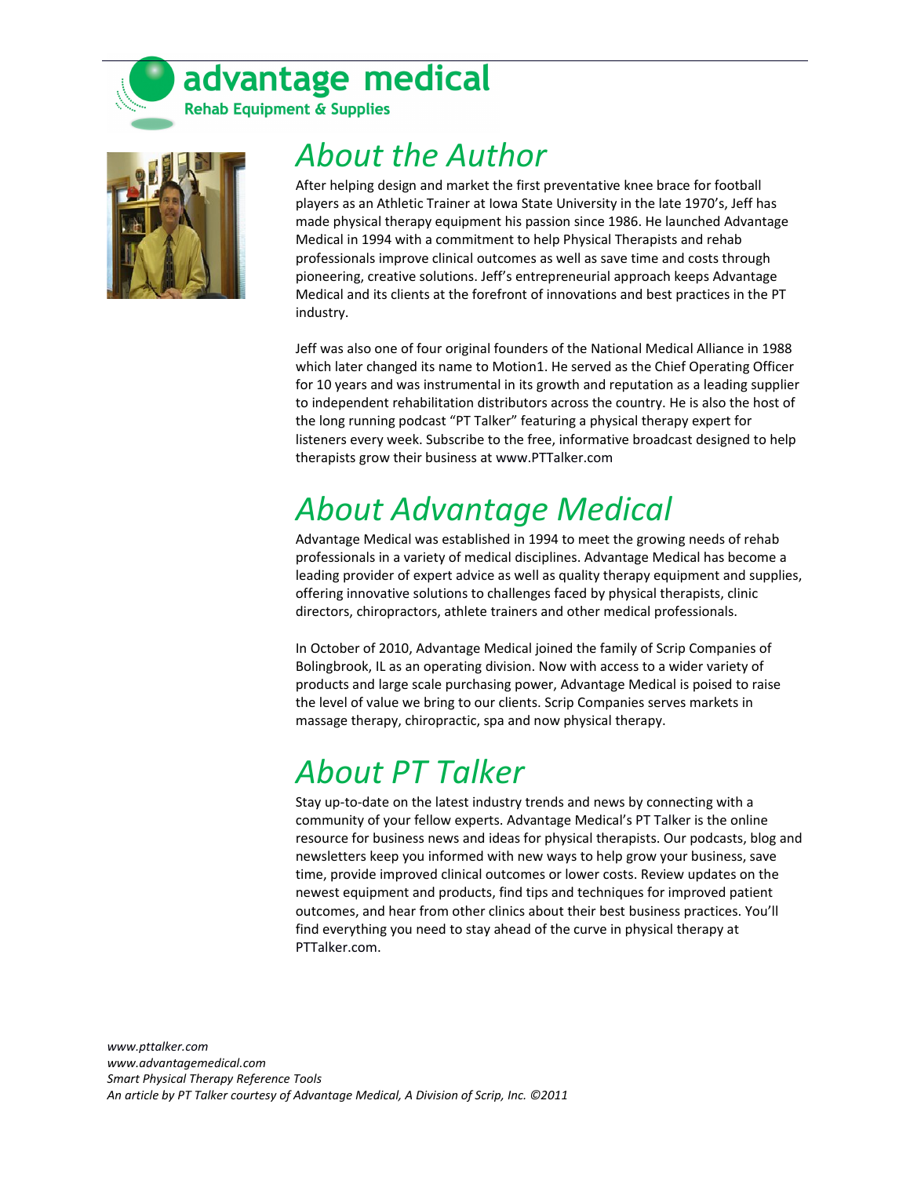advantage medical

Rehab Equipment & Supplies

# About the Author

After helping design and market the first preventative knee brace for football players as an Athletic Trainer at Iowa State University in the late 1970's, Jeff has made physical therapy equipment his passion since 1986. He launched Advantage Medical in 1994 with a commitment to help Physical Therapists and rehab professionals improve clinical outcomes as well as save time and costs through pioneering, creative solutions. Jeff's entrepreneurial approach keeps Advantage Medical and its clients at the forefront of innovations and best practices in the PT industry.

Jeff was also one of four original founders of the National Medical Alliance in 1988 which later changed its name to Motion1. He served as the Chief Operating Officer for 10 years and was instrumental in its growth and reputation as a leading supplier to independent rehabilitation distributors across the country. He is also the host of the long running podcast "PT Talker" featuring a physical therapy expert for listeners every week. Subscribe to the free, informative broadcast designed to help therapists grow their business at www.PTTalker.com

# About Advantage Medical

Advantage Medical was established in 1994 to meet the growing needs of rehab professionals in a variety of medical disciplines. Advantage Medical has become a leading provider of expert advice as well as quality therapy equipment and supplies, offering innovative solutions to challenges faced by physical therapists, clinic directors, chiropractors, athlete trainers and other medical professionals.

In October of 2010, Advantage Medical joined the family of Scrip Companies of Bolingbrook, IL as an operating division. Now with access to a wider variety of products and large scale purchasing power, Advantage Medical is poised to raise the level of value we bring to our clients. Scrip Companies serves markets in massage therapy, chiropractic, spa and now physical therapy.

# About PT Talker

Stay up-to-date on the latest industry trends and news by connecting with a community of your fellow experts. Advantage Medical's PT Talker is the online resource for business news and ideas for physical therapists. Our podcasts, blog and newsletters keep you informed with new ways to help grow your business, save time, provide improved clinical outcomes or lower costs. Review updates on the newest equipment and products, find tips and techniques for improved patient outcomes, and hear from other clinics about their best business practices. You'll find everything you need to stay ahead of the curve in physical therapy at PTTalker.com.

*www.pttalker.com*
*www.advantagemedical.com*
*Smart Physical Therapy Reference Tools*
*An article by PT Talker courtesy of Advantage Medical, A Division of Scrip, Inc. ©2011*